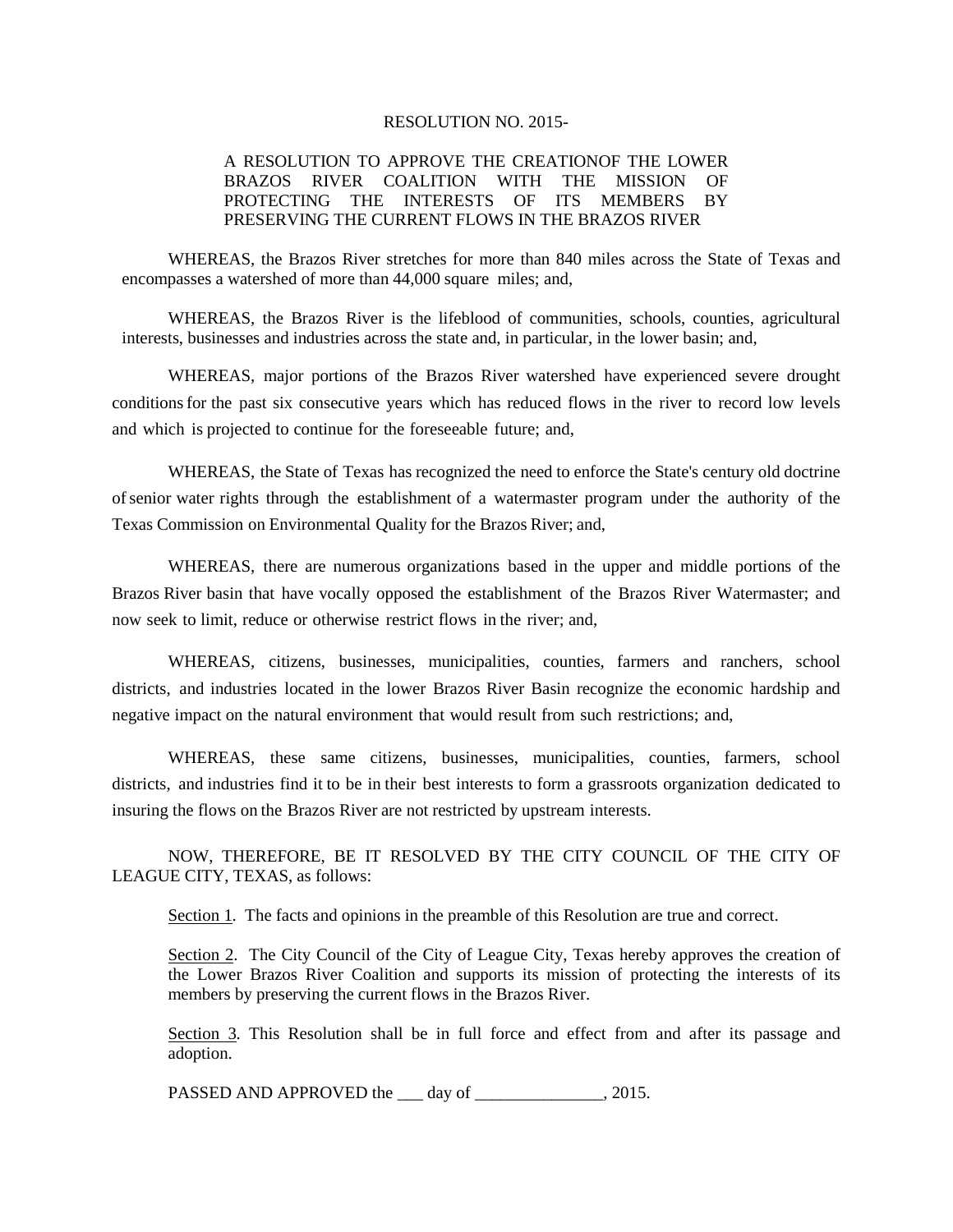RESOLUTION NO. 2015-

A RESOLUTION TO APPROVE THE CREATIONOF THE LOWER BRAZOS RIVER COALITION WITH THE MISSION OF PROTECTING THE INTERESTS OF ITS MEMBERS BY PRESERVING THE CURRENT FLOWS IN THE BRAZOS RIVER

WHEREAS, the Brazos River stretches for more than 840 miles across the State of Texas and encompasses a watershed of more than 44,000 square miles; and,

WHEREAS, the Brazos River is the lifeblood of communities, schools, counties, agricultural interests, businesses and industries across the state and, in particular, in the lower basin; and,

WHEREAS, major portions of the Brazos River watershed have experienced severe drought conditions for the past six consecutive years which has reduced flows in the river to record low levels and which is projected to continue for the foreseeable future; and,

WHEREAS, the State of Texas has recognized the need to enforce the State's century old doctrine of senior water rights through the establishment of a watermaster program under the authority of the Texas Commission on Environmental Quality for the Brazos River; and,

WHEREAS, there are numerous organizations based in the upper and middle portions of the Brazos River basin that have vocally opposed the establishment of the Brazos River Watermaster; and now seek to limit, reduce or otherwise restrict flows in the river; and,

WHEREAS, citizens, businesses, municipalities, counties, farmers and ranchers, school districts, and industries located in the lower Brazos River Basin recognize the economic hardship and negative impact on the natural environment that would result from such restrictions; and,

WHEREAS, these same citizens, businesses, municipalities, counties, farmers, school districts, and industries find it to be in their best interests to form a grassroots organization dedicated to insuring the flows on the Brazos River are not restricted by upstream interests.

NOW, THEREFORE, BE IT RESOLVED BY THE CITY COUNCIL OF THE CITY OF LEAGUE CITY, TEXAS, as follows:

Section 1. The facts and opinions in the preamble of this Resolution are true and correct.

Section 2. The City Council of the City of League City, Texas hereby approves the creation of the Lower Brazos River Coalition and supports its mission of protecting the interests of its members by preserving the current flows in the Brazos River.

Section 3. This Resolution shall be in full force and effect from and after its passage and adoption.

PASSED AND APPROVED the ___ day of _______________, 2015.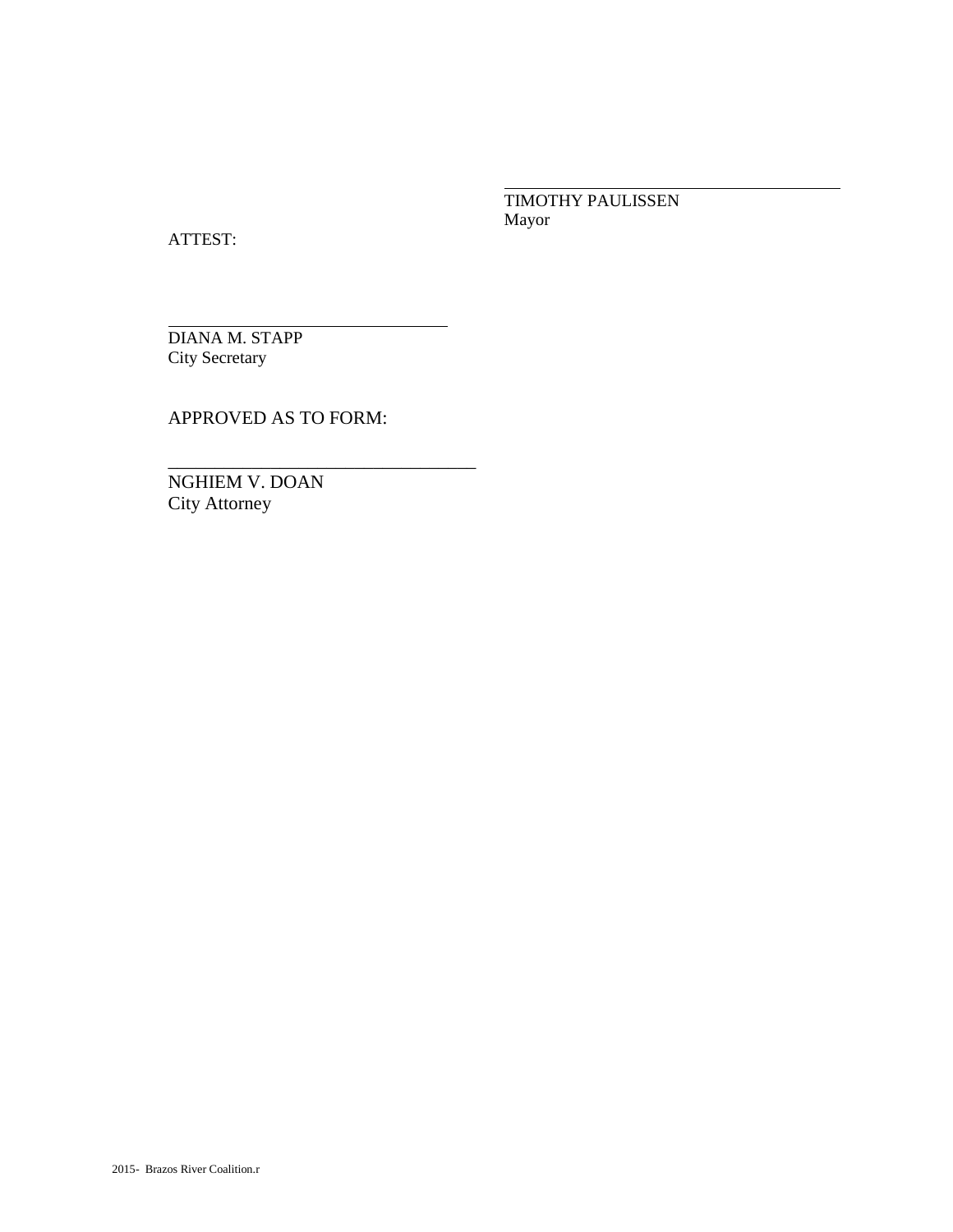\_\_\_\_\_\_\_\_\_\_\_\_\_\_\_\_\_\_\_\_\_\_\_\_\_\_\_\_\_\_\_\_\_\_
TIMOTHY PAULISSEN
Mayor

ATTEST:

\_\_\_\_\_\_\_\_\_\_\_\_\_\_\_\_\_\_\_\_\_\_\_\_\_\_\_\_\_\_\_\_
DIANA M. STAPP
City Secretary

APPROVED AS TO FORM:

\_\_\_\_\_\_\_\_\_\_\_\_\_\_\_\_\_\_\_\_\_\_\_\_\_\_\_\_\_\_\_\_
NGHIEM V. DOAN
City Attorney

2015- Brazos River Coalition.r